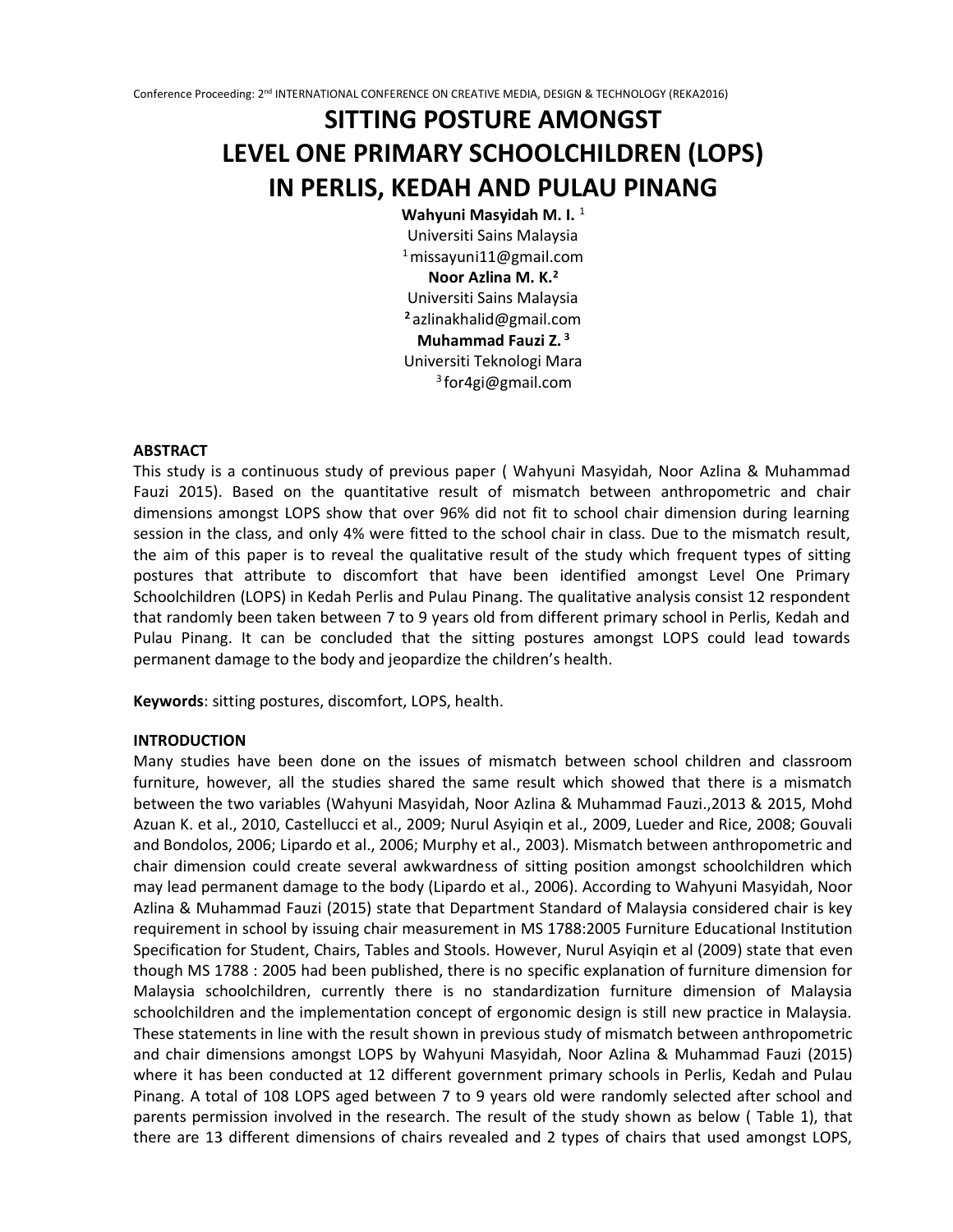# SITTING POSTURE AMONGST LEVEL ONE PRIMARY SCHOOLCHILDREN (LOPS) IN PERLIS, KEDAH AND PULAU PINANG

**Wahyuni Masyidah M. I.** [1]
Universiti Sains Malaysia
[1] missayuni11@gmail.com
**Noor Azlina M. K.**[2]
Universiti Sains Malaysia
[2] azlinakhalid@gmail.com
**Muhammad Fauzi Z.** [3]
Universiti Teknologi Mara
[3] for4gi@gmail.com

**ABSTRACT**

This study is a continuous study of previous paper ( Wahyuni Masyidah, Noor Azlina & Muhammad Fauzi 2015). Based on the quantitative result of mismatch between anthropometric and chair dimensions amongst LOPS show that over 96% did not fit to school chair dimension during learning session in the class, and only 4% were fitted to the school chair in class. Due to the mismatch result, the aim of this paper is to reveal the qualitative result of the study which frequent types of sitting postures that attribute to discomfort that have been identified amongst Level One Primary Schoolchildren (LOPS) in Kedah Perlis and Pulau Pinang. The qualitative analysis consist 12 respondent that randomly been taken between 7 to 9 years old from different primary school in Perlis, Kedah and Pulau Pinang. It can be concluded that the sitting postures amongst LOPS could lead towards permanent damage to the body and jeopardize the children's health.

**Keywords**: sitting postures, discomfort, LOPS, health.

**INTRODUCTION**

Many studies have been done on the issues of mismatch between school children and classroom furniture, however, all the studies shared the same result which showed that there is a mismatch between the two variables (Wahyuni Masyidah, Noor Azlina & Muhammad Fauzi.,2013 & 2015, Mohd Azuan K. et al., 2010, Castellucci et al., 2009; Nurul Asyiqin et al., 2009, Lueder and Rice, 2008; Gouvali and Bondolos, 2006; Lipardo et al., 2006; Murphy et al., 2003). Mismatch between anthropometric and chair dimension could create several awkwardness of sitting position amongst schoolchildren which may lead permanent damage to the body (Lipardo et al., 2006). According to Wahyuni Masyidah, Noor Azlina & Muhammad Fauzi (2015) state that Department Standard of Malaysia considered chair is key requirement in school by issuing chair measurement in MS 1788:2005 Furniture Educational Institution Specification for Student, Chairs, Tables and Stools. However, Nurul Asyiqin et al (2009) state that even though MS 1788 : 2005 had been published, there is no specific explanation of furniture dimension for Malaysia schoolchildren, currently there is no standardization furniture dimension of Malaysia schoolchildren and the implementation concept of ergonomic design is still new practice in Malaysia. These statements in line with the result shown in previous study of mismatch between anthropometric and chair dimensions amongst LOPS by Wahyuni Masyidah, Noor Azlina & Muhammad Fauzi (2015) where it has been conducted at 12 different government primary schools in Perlis, Kedah and Pulau Pinang. A total of 108 LOPS aged between 7 to 9 years old were randomly selected after school and parents permission involved in the research. The result of the study shown as below ( Table 1), that there are 13 different dimensions of chairs revealed and 2 types of chairs that used amongst LOPS,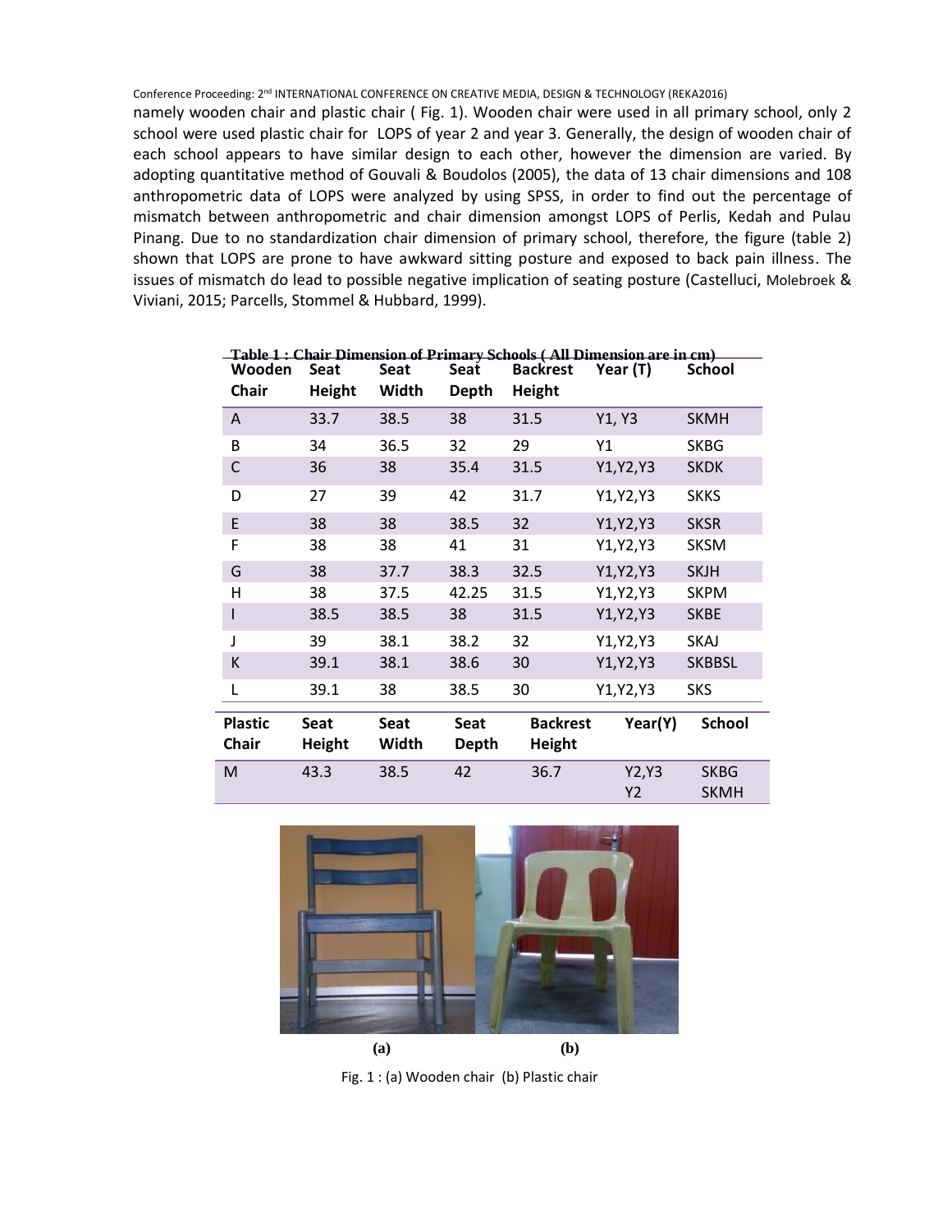namely wooden chair and plastic chair ( Fig. 1). Wooden chair were used in all primary school, only 2 school were used plastic chair for LOPS of year 2 and year 3. Generally, the design of wooden chair of each school appears to have similar design to each other, however the dimension are varied. By adopting quantitative method of Gouvali & Boudolos (2005), the data of 13 chair dimensions and 108 anthropometric data of LOPS were analyzed by using SPSS, in order to find out the percentage of mismatch between anthropometric and chair dimension amongst LOPS of Perlis, Kedah and Pulau Pinang. Due to no standardization chair dimension of primary school, therefore, the figure (table 2) shown that LOPS are prone to have awkward sitting posture and exposed to back pain illness. The issues of mismatch do lead to possible negative implication of seating posture (Castelluci, Molebroek & Viviani, 2015; Parcells, Stommel & Hubbard, 1999).

**Table 1 : Chair Dimension of Primary Schools ( All Dimension are in cm)**

| Wooden Chair | Seat Height | Seat Width | Seat Depth | Backrest Height | Year (T) | School |
|---|---|---|---|---|---|---|
| A | 33.7 | 38.5 | 38 | 31.5 | Y1, Y3 | SKMH |
| B | 34 | 36.5 | 32 | 29 | Y1 | SKBG |
| C | 36 | 38 | 35.4 | 31.5 | Y1,Y2,Y3 | SKDK |
| D | 27 | 39 | 42 | 31.7 | Y1,Y2,Y3 | SKKS |
| E | 38 | 38 | 38.5 | 32 | Y1,Y2,Y3 | SKSR |
| F | 38 | 38 | 41 | 31 | Y1,Y2,Y3 | SKSM |
| G | 38 | 37.7 | 38.3 | 32.5 | Y1,Y2,Y3 | SKJH |
| H | 38 | 37.5 | 42.25 | 31.5 | Y1,Y2,Y3 | SKPM |
| I | 38.5 | 38.5 | 38 | 31.5 | Y1,Y2,Y3 | SKBE |
| J | 39 | 38.1 | 38.2 | 32 | Y1,Y2,Y3 | SKAJ |
| K | 39.1 | 38.1 | 38.6 | 30 | Y1,Y2,Y3 | SKBBSL |
| L | 39.1 | 38 | 38.5 | 30 | Y1,Y2,Y3 | SKS |
| **Plastic Chair** | **Seat Height** | **Seat Width** | **Seat Depth** | **Backrest Height** | **Year(Y)** | **School** |
| M | 43.3 | 38.5 | 42 | 36.7 | Y2,Y3<br>Y2 | SKBG<br>SKMH |

(a) (b)

Fig. 1 : (a) Wooden chair (b) Plastic chair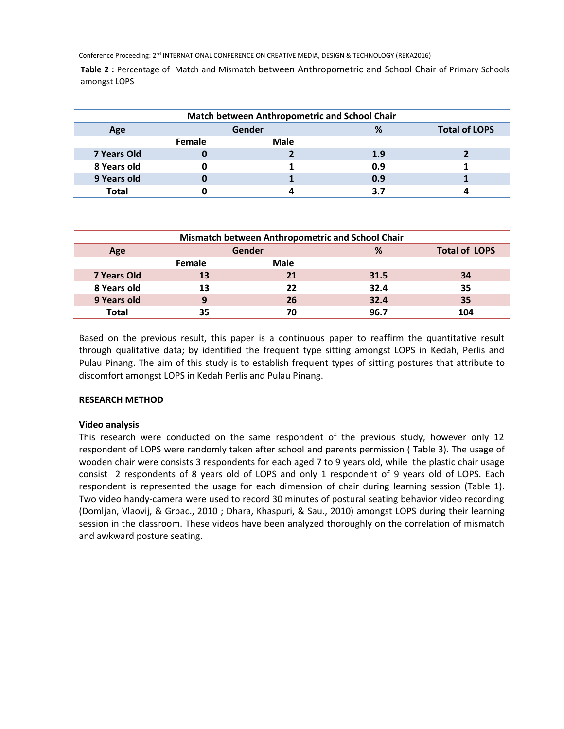**Table 2 :** Percentage of Match and Mismatch between Anthropometric and School Chair of Primary Schools amongst LOPS

| Match between Anthropometric and School Chair | | | | |
|---|---|---|---|---|
| **Age** | **Gender** | | **%** | **Total of LOPS** |
| | **Female** | **Male** | | |
| **7 Years Old** | **0** | **2** | **1.9** | **2** |
| **8 Years old** | **0** | **1** | **0.9** | **1** |
| **9 Years old** | **0** | **1** | **0.9** | **1** |
| **Total** | **0** | **4** | **3.7** | **4** |

| Mismatch between Anthropometric and School Chair | | | | |
|---|---|---|---|---|
| **Age** | **Gender** | | **%** | **Total of LOPS** |
| | **Female** | **Male** | | |
| **7 Years Old** | **13** | **21** | **31.5** | **34** |
| **8 Years old** | **13** | **22** | **32.4** | **35** |
| **9 Years old** | **9** | **26** | **32.4** | **35** |
| **Total** | **35** | **70** | **96.7** | **104** |

Based on the previous result, this paper is a continuous paper to reaffirm the quantitative result through qualitative data; by identified the frequent type sitting amongst LOPS in Kedah, Perlis and Pulau Pinang. The aim of this study is to establish frequent types of sitting postures that attribute to discomfort amongst LOPS in Kedah Perlis and Pulau Pinang.

## RESEARCH METHOD

### Video analysis

This research were conducted on the same respondent of the previous study, however only 12 respondent of LOPS were randomly taken after school and parents permission ( Table 3). The usage of wooden chair were consists 3 respondents for each aged 7 to 9 years old, while the plastic chair usage consist 2 respondents of 8 years old of LOPS and only 1 respondent of 9 years old of LOPS. Each respondent is represented the usage for each dimension of chair during learning session (Table 1). Two video handy-camera were used to record 30 minutes of postural seating behavior video recording (Domljan, Vlaovij, & Grbac., 2010 ; Dhara, Khaspuri, & Sau., 2010) amongst LOPS during their learning session in the classroom. These videos have been analyzed thoroughly on the correlation of mismatch and awkward posture seating.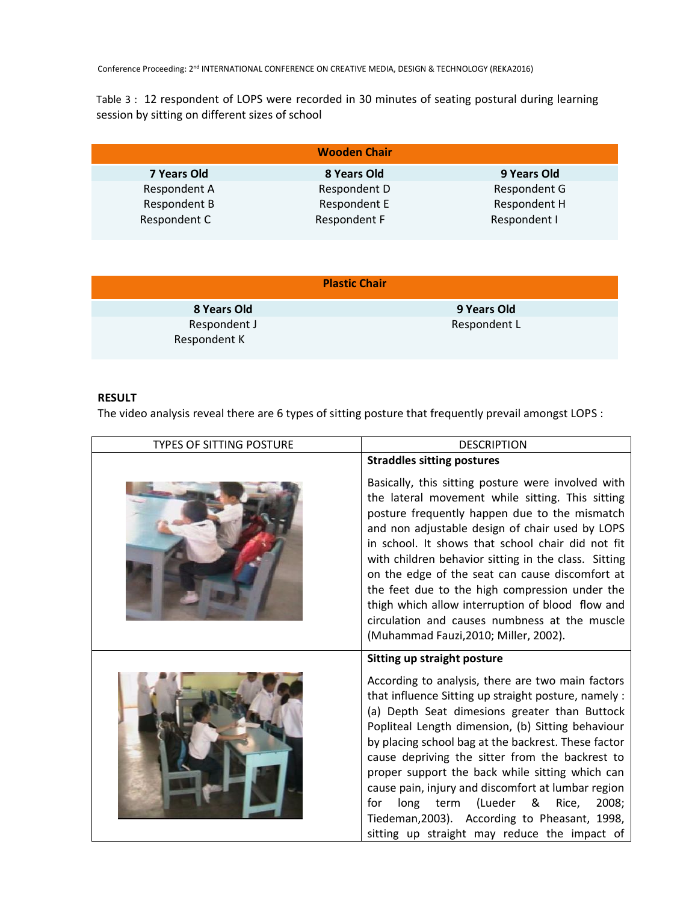Table 3 : 12 respondent of LOPS were recorded in 30 minutes of seating postural during learning session by sitting on different sizes of school

| Wooden Chair | | |
|---|---|---|
| **7 Years Old** | **8 Years Old** | **9 Years Old** |
| Respondent A | Respondent D | Respondent G |
| Respondent B | Respondent E | Respondent H |
| Respondent C | Respondent F | Respondent I |

| Plastic Chair | |
|---|---|
| **8 Years Old** | **9 Years Old** |
| Respondent J | Respondent L |
| Respondent K | |

**RESULT**

The video analysis reveal there are 6 types of sitting posture that frequently prevail amongst LOPS :

| TYPES OF SITTING POSTURE | DESCRIPTION |
|---|---|
| | **Straddles sitting postures**<br><br>Basically, this sitting posture were involved with the lateral movement while sitting. This sitting posture frequently happen due to the mismatch and non adjustable design of chair used by LOPS in school. It shows that school chair did not fit with children behavior sitting in the class. Sitting on the edge of the seat can cause discomfort at the feet due to the high compression under the thigh which allow interruption of blood flow and circulation and causes numbness at the muscle (Muhammad Fauzi,2010; Miller, 2002). |
| | **Sitting up straight posture**<br><br>According to analysis, there are two main factors that influence Sitting up straight posture, namely : (a) Depth Seat dimensions greater than Buttock Popliteal Length dimension, (b) Sitting behaviour by placing school bag at the backrest. These factor cause depriving the sitter from the backrest to proper support the back while sitting which can cause pain, injury and discomfort at lumbar region for long term (Lueder & Rice, 2008; Tiedeman,2003). According to Pheasant, 1998, sitting up straight may reduce the impact of |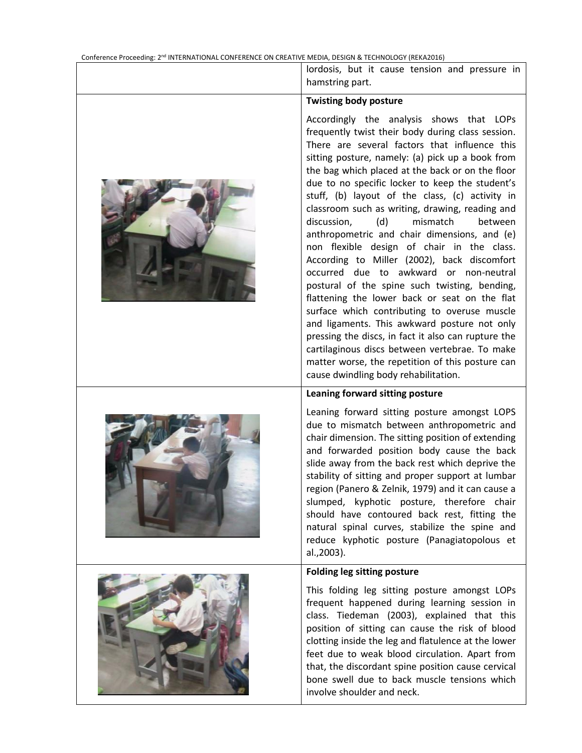| | |
|---|---|
| | lordosis, but it cause tension and pressure in hamstring part. |
| | **Twisting body posture**<br><br>Accordingly the analysis shows that LOPs frequently twist their body during class session. There are several factors that influence this sitting posture, namely: (a) pick up a book from the bag which placed at the back or on the floor due to no specific locker to keep the student's stuff, (b) layout of the class, (c) activity in classroom such as writing, drawing, reading and discussion, (d) mismatch between anthropometric and chair dimensions, and (e) non flexible design of chair in the class. According to Miller (2002), back discomfort occurred due to awkward or non-neutral postural of the spine such twisting, bending, flattening the lower back or seat on the flat surface which contributing to overuse muscle and ligaments. This awkward posture not only pressing the discs, in fact it also can rupture the cartilaginous discs between vertebrae. To make matter worse, the repetition of this posture can cause dwindling body rehabilitation. |
| | **Leaning forward sitting posture**<br><br>Leaning forward sitting posture amongst LOPS due to mismatch between anthropometric and chair dimension. The sitting position of extending and forwarded position body cause the back slide away from the back rest which deprive the stability of sitting and proper support at lumbar region (Panero & Zelnik, 1979) and it can cause a slumped, kyphotic posture, therefore chair should have contoured back rest, fitting the natural spinal curves, stabilize the spine and reduce kyphotic posture (Panagiatopolous et al.,2003). |
| | **Folding leg sitting posture**<br><br>This folding leg sitting posture amongst LOPs frequent happened during learning session in class. Tiedeman (2003), explained that this position of sitting can cause the risk of blood clotting inside the leg and flatulence at the lower feet due to weak blood circulation. Apart from that, the discordant spine position cause cervical bone swell due to back muscle tensions which involve shoulder and neck. |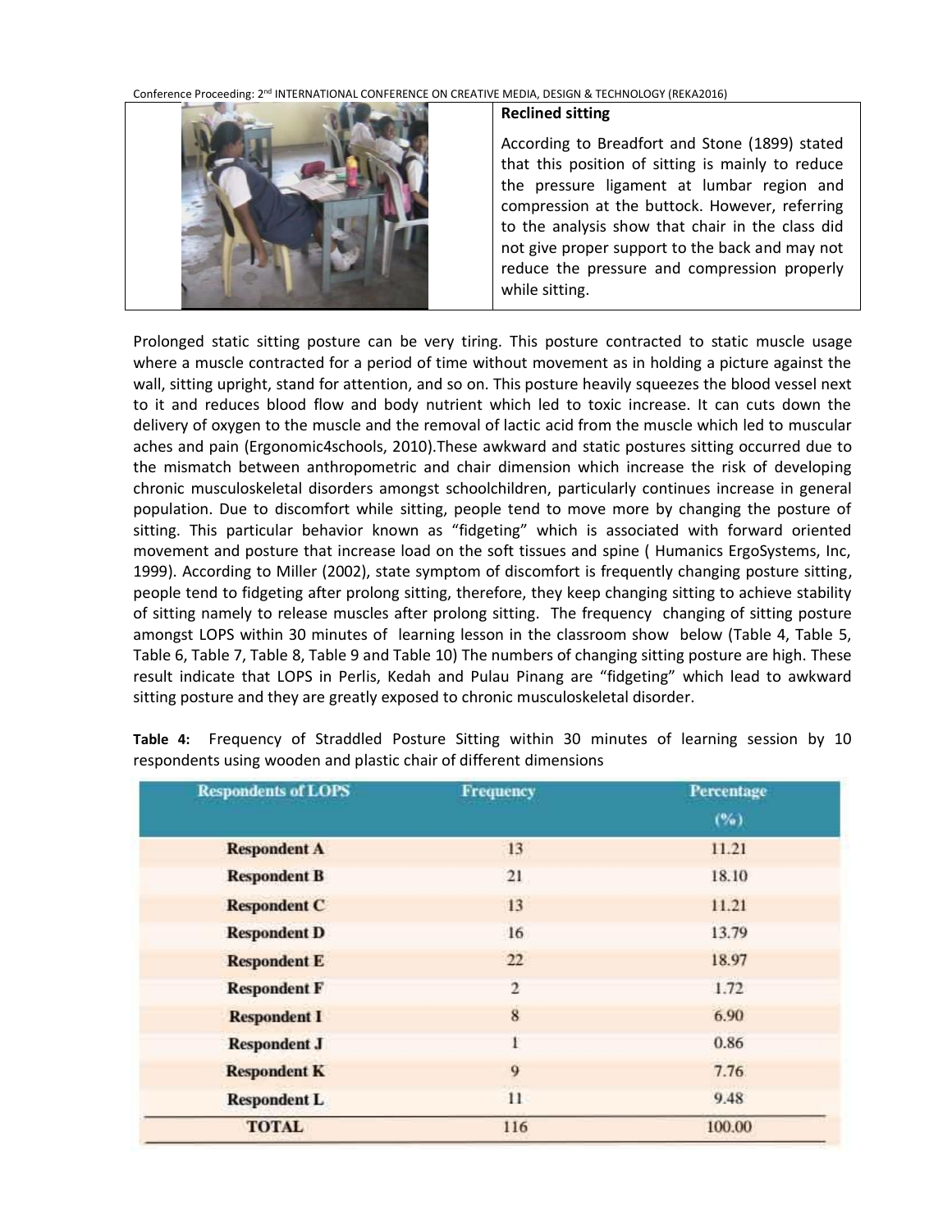| | **Reclined sitting** |
|---|---|
| | According to Breadfort and Stone (1899) stated that this position of sitting is mainly to reduce the pressure ligament at lumbar region and compression at the buttock. However, referring to the analysis show that chair in the class did not give proper support to the back and may not reduce the pressure and compression properly while sitting. |

Prolonged static sitting posture can be very tiring. This posture contracted to static muscle usage where a muscle contracted for a period of time without movement as in holding a picture against the wall, sitting upright, stand for attention, and so on. This posture heavily squeezes the blood vessel next to it and reduces blood flow and body nutrient which led to toxic increase. It can cuts down the delivery of oxygen to the muscle and the removal of lactic acid from the muscle which led to muscular aches and pain (Ergonomic4schools, 2010).These awkward and static postures sitting occurred due to the mismatch between anthropometric and chair dimension which increase the risk of developing chronic musculoskeletal disorders amongst schoolchildren, particularly continues increase in general population. Due to discomfort while sitting, people tend to move more by changing the posture of sitting. This particular behavior known as "fidgeting" which is associated with forward oriented movement and posture that increase load on the soft tissues and spine ( Humanics ErgoSystems, Inc, 1999). According to Miller (2002), state symptom of discomfort is frequently changing posture sitting, people tend to fidgeting after prolong sitting, therefore, they keep changing sitting to achieve stability of sitting namely to release muscles after prolong sitting. The frequency changing of sitting posture amongst LOPS within 30 minutes of learning lesson in the classroom show below (Table 4, Table 5, Table 6, Table 7, Table 8, Table 9 and Table 10) The numbers of changing sitting posture are high. These result indicate that LOPS in Perlis, Kedah and Pulau Pinang are "fidgeting" which lead to awkward sitting posture and they are greatly exposed to chronic musculoskeletal disorder.

**Table 4:** Frequency of Straddled Posture Sitting within 30 minutes of learning session by 10 respondents using wooden and plastic chair of different dimensions

| Respondents of LOPS | Frequency | Percentage (%) |
|---|---|---|
| Respondent A | 13 | 11.21 |
| Respondent B | 21 | 18.10 |
| Respondent C | 13 | 11.21 |
| Respondent D | 16 | 13.79 |
| Respondent E | 22 | 18.97 |
| Respondent F | 2 | 1.72 |
| Respondent I | 8 | 6.90 |
| Respondent J | 1 | 0.86 |
| Respondent K | 9 | 7.76 |
| Respondent L | 11 | 9.48 |
| TOTAL | 116 | 100.00 |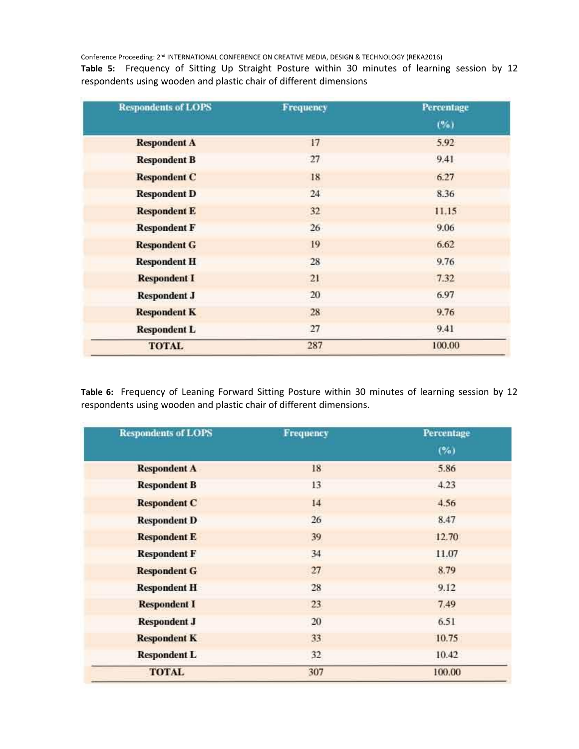**Table 5:** Frequency of Sitting Up Straight Posture within 30 minutes of learning session by 12 respondents using wooden and plastic chair of different dimensions

| Respondents of LOPS | Frequency | Percentage (%) |
|---|---|---|
| Respondent A | 17 | 5.92 |
| Respondent B | 27 | 9.41 |
| Respondent C | 18 | 6.27 |
| Respondent D | 24 | 8.36 |
| Respondent E | 32 | 11.15 |
| Respondent F | 26 | 9.06 |
| Respondent G | 19 | 6.62 |
| Respondent H | 28 | 9.76 |
| Respondent I | 21 | 7.32 |
| Respondent J | 20 | 6.97 |
| Respondent K | 28 | 9.76 |
| Respondent L | 27 | 9.41 |
| TOTAL | 287 | 100.00 |

**Table 6:** Frequency of Leaning Forward Sitting Posture within 30 minutes of learning session by 12 respondents using wooden and plastic chair of different dimensions.

| Respondents of LOPS | Frequency | Percentage (%) |
|---|---|---|
| Respondent A | 18 | 5.86 |
| Respondent B | 13 | 4.23 |
| Respondent C | 14 | 4.56 |
| Respondent D | 26 | 8.47 |
| Respondent E | 39 | 12.70 |
| Respondent F | 34 | 11.07 |
| Respondent G | 27 | 8.79 |
| Respondent H | 28 | 9.12 |
| Respondent I | 23 | 7.49 |
| Respondent J | 20 | 6.51 |
| Respondent K | 33 | 10.75 |
| Respondent L | 32 | 10.42 |
| TOTAL | 307 | 100.00 |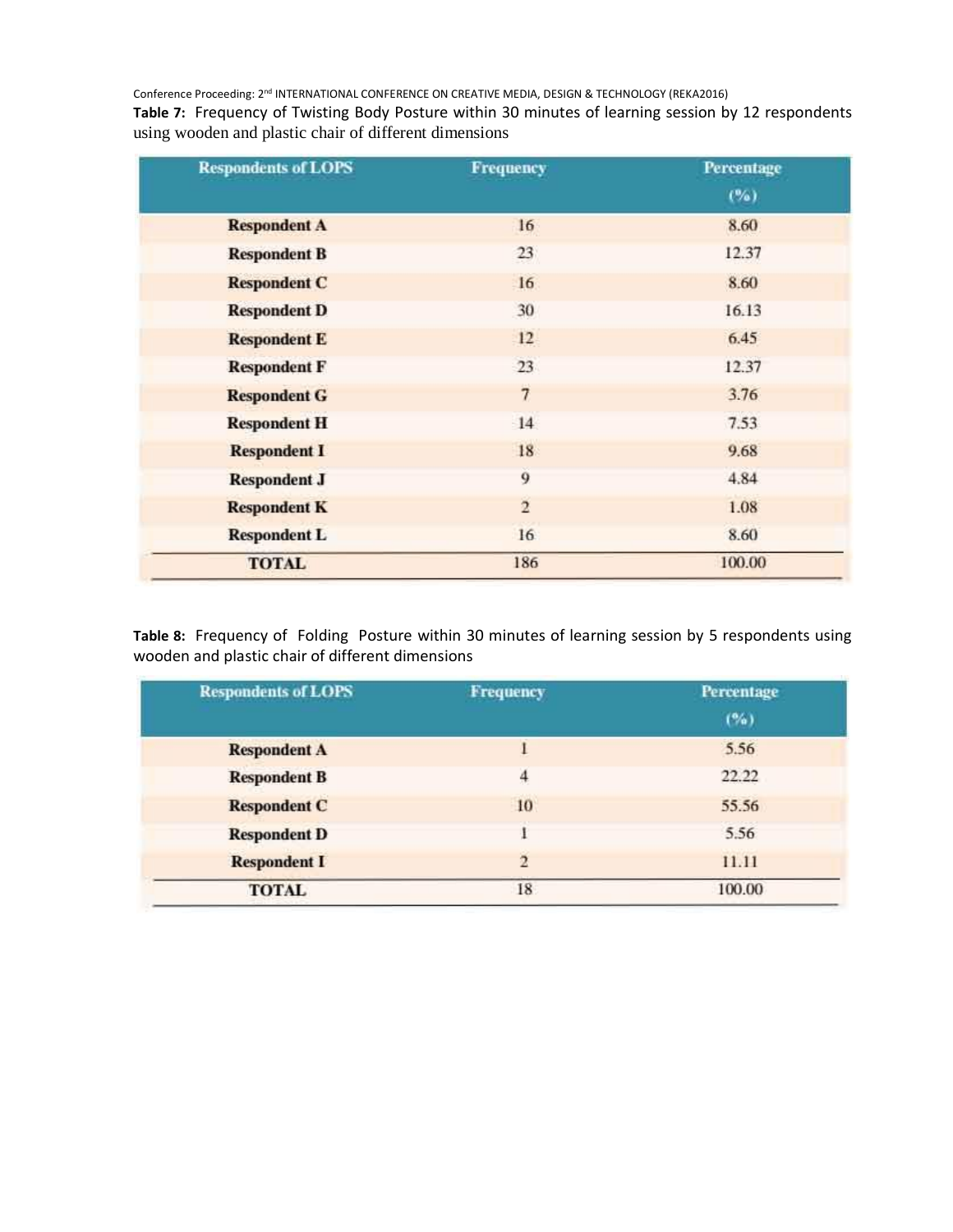**Table 7:** Frequency of Twisting Body Posture within 30 minutes of learning session by 12 respondents using wooden and plastic chair of different dimensions

| Respondents of LOPS | Frequency | Percentage (%) |
|---|---|---|
| Respondent A | 16 | 8.60 |
| Respondent B | 23 | 12.37 |
| Respondent C | 16 | 8.60 |
| Respondent D | 30 | 16.13 |
| Respondent E | 12 | 6.45 |
| Respondent F | 23 | 12.37 |
| Respondent G | 7 | 3.76 |
| Respondent H | 14 | 7.53 |
| Respondent I | 18 | 9.68 |
| Respondent J | 9 | 4.84 |
| Respondent K | 2 | 1.08 |
| Respondent L | 16 | 8.60 |
| TOTAL | 186 | 100.00 |

**Table 8:** Frequency of Folding Posture within 30 minutes of learning session by 5 respondents using wooden and plastic chair of different dimensions

| Respondents of LOPS | Frequency | Percentage (%) |
|---|---|---|
| Respondent A | 1 | 5.56 |
| Respondent B | 4 | 22.22 |
| Respondent C | 10 | 55.56 |
| Respondent D | 1 | 5.56 |
| Respondent I | 2 | 11.11 |
| TOTAL | 18 | 100.00 |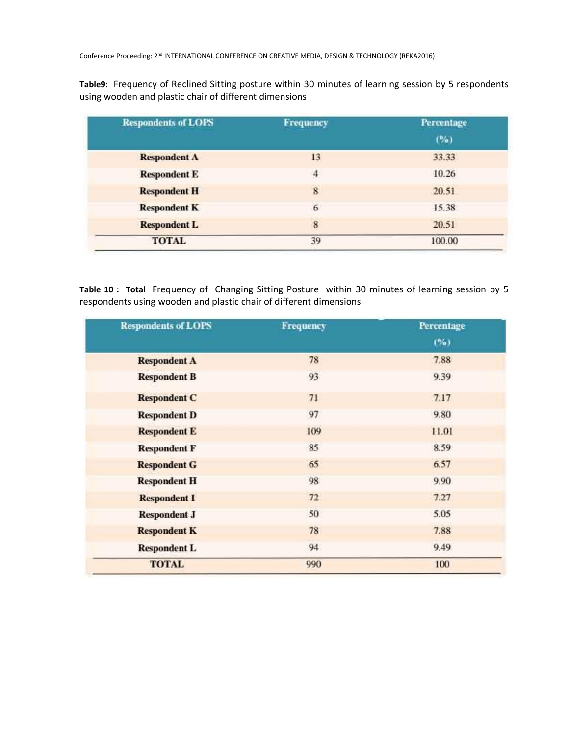**Table9:** Frequency of Reclined Sitting posture within 30 minutes of learning session by 5 respondents using wooden and plastic chair of different dimensions

| Respondents of LOPS | Frequency | Percentage (%) |
|---|---|---|
| Respondent A | 13 | 33.33 |
| Respondent E | 4 | 10.26 |
| Respondent H | 8 | 20.51 |
| Respondent K | 6 | 15.38 |
| Respondent L | 8 | 20.51 |
| TOTAL | 39 | 100.00 |

**Table 10 : Total** Frequency of Changing Sitting Posture within 30 minutes of learning session by 5 respondents using wooden and plastic chair of different dimensions

| Respondents of LOPS | Frequency | Percentage (%) |
|---|---|---|
| Respondent A | 78 | 7.88 |
| Respondent B | 93 | 9.39 |
| Respondent C | 71 | 7.17 |
| Respondent D | 97 | 9.80 |
| Respondent E | 109 | 11.01 |
| Respondent F | 85 | 8.59 |
| Respondent G | 65 | 6.57 |
| Respondent H | 98 | 9.90 |
| Respondent I | 72 | 7.27 |
| Respondent J | 50 | 5.05 |
| Respondent K | 78 | 7.88 |
| Respondent L | 94 | 9.49 |
| TOTAL | 990 | 100 |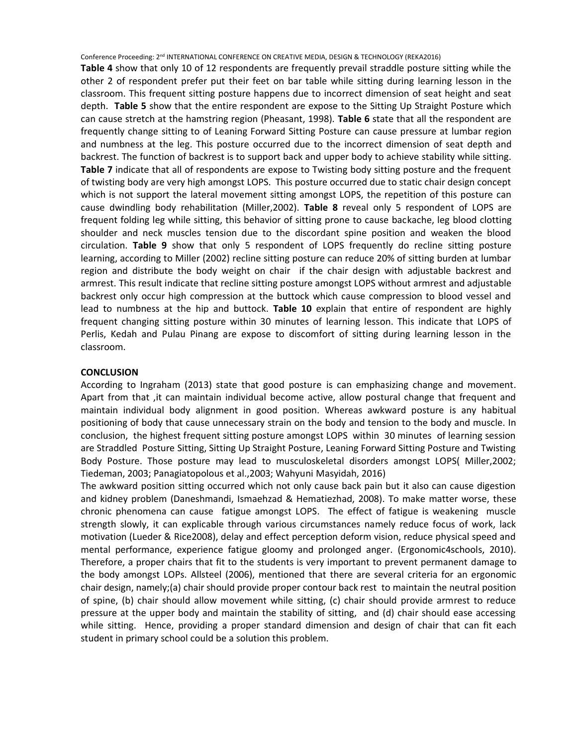**Table 4** show that only 10 of 12 respondents are frequently prevail straddle posture sitting while the other 2 of respondent prefer put their feet on bar table while sitting during learning lesson in the classroom. This frequent sitting posture happens due to incorrect dimension of seat height and seat depth. **Table 5** show that the entire respondent are expose to the Sitting Up Straight Posture which can cause stretch at the hamstring region (Pheasant, 1998). **Table 6** state that all the respondent are frequently change sitting to of Leaning Forward Sitting Posture can cause pressure at lumbar region and numbness at the leg. This posture occurred due to the incorrect dimension of seat depth and backrest. The function of backrest is to support back and upper body to achieve stability while sitting. **Table 7** indicate that all of respondents are expose to Twisting body sitting posture and the frequent of twisting body are very high amongst LOPS. This posture occurred due to static chair design concept which is not support the lateral movement sitting amongst LOPS, the repetition of this posture can cause dwindling body rehabilitation (Miller,2002). **Table 8** reveal only 5 respondent of LOPS are frequent folding leg while sitting, this behavior of sitting prone to cause backache, leg blood clotting shoulder and neck muscles tension due to the discordant spine position and weaken the blood circulation. **Table 9** show that only 5 respondent of LOPS frequently do recline sitting posture learning, according to Miller (2002) recline sitting posture can reduce 20% of sitting burden at lumbar region and distribute the body weight on chair if the chair design with adjustable backrest and armrest. This result indicate that recline sitting posture amongst LOPS without armrest and adjustable backrest only occur high compression at the buttock which cause compression to blood vessel and lead to numbness at the hip and buttock. **Table 10** explain that entire of respondent are highly frequent changing sitting posture within 30 minutes of learning lesson. This indicate that LOPS of Perlis, Kedah and Pulau Pinang are expose to discomfort of sitting during learning lesson in the classroom.

## CONCLUSION

According to Ingraham (2013) state that good posture is can emphasizing change and movement. Apart from that ,it can maintain individual become active, allow postural change that frequent and maintain individual body alignment in good position. Whereas awkward posture is any habitual positioning of body that cause unnecessary strain on the body and tension to the body and muscle. In conclusion, the highest frequent sitting posture amongst LOPS within 30 minutes of learning session are Straddled Posture Sitting, Sitting Up Straight Posture, Leaning Forward Sitting Posture and Twisting Body Posture. Those posture may lead to musculoskeletal disorders amongst LOPS( Miller,2002; Tiedeman, 2003; Panagiatopolous et al.,2003; Wahyuni Masyidah, 2016)

The awkward position sitting occurred which not only cause back pain but it also can cause digestion and kidney problem (Daneshmandi, Ismaehzad & Hematiezhad, 2008). To make matter worse, these chronic phenomena can cause fatigue amongst LOPS. The effect of fatigue is weakening muscle strength slowly, it can explicable through various circumstances namely reduce focus of work, lack motivation (Lueder & Rice2008), delay and effect perception deform vision, reduce physical speed and mental performance, experience fatigue gloomy and prolonged anger. (Ergonomic4schools, 2010). Therefore, a proper chairs that fit to the students is very important to prevent permanent damage to the body amongst LOPs. Allsteel (2006), mentioned that there are several criteria for an ergonomic chair design, namely;(a) chair should provide proper contour back rest to maintain the neutral position of spine, (b) chair should allow movement while sitting, (c) chair should provide armrest to reduce pressure at the upper body and maintain the stability of sitting, and (d) chair should ease accessing while sitting. Hence, providing a proper standard dimension and design of chair that can fit each student in primary school could be a solution this problem.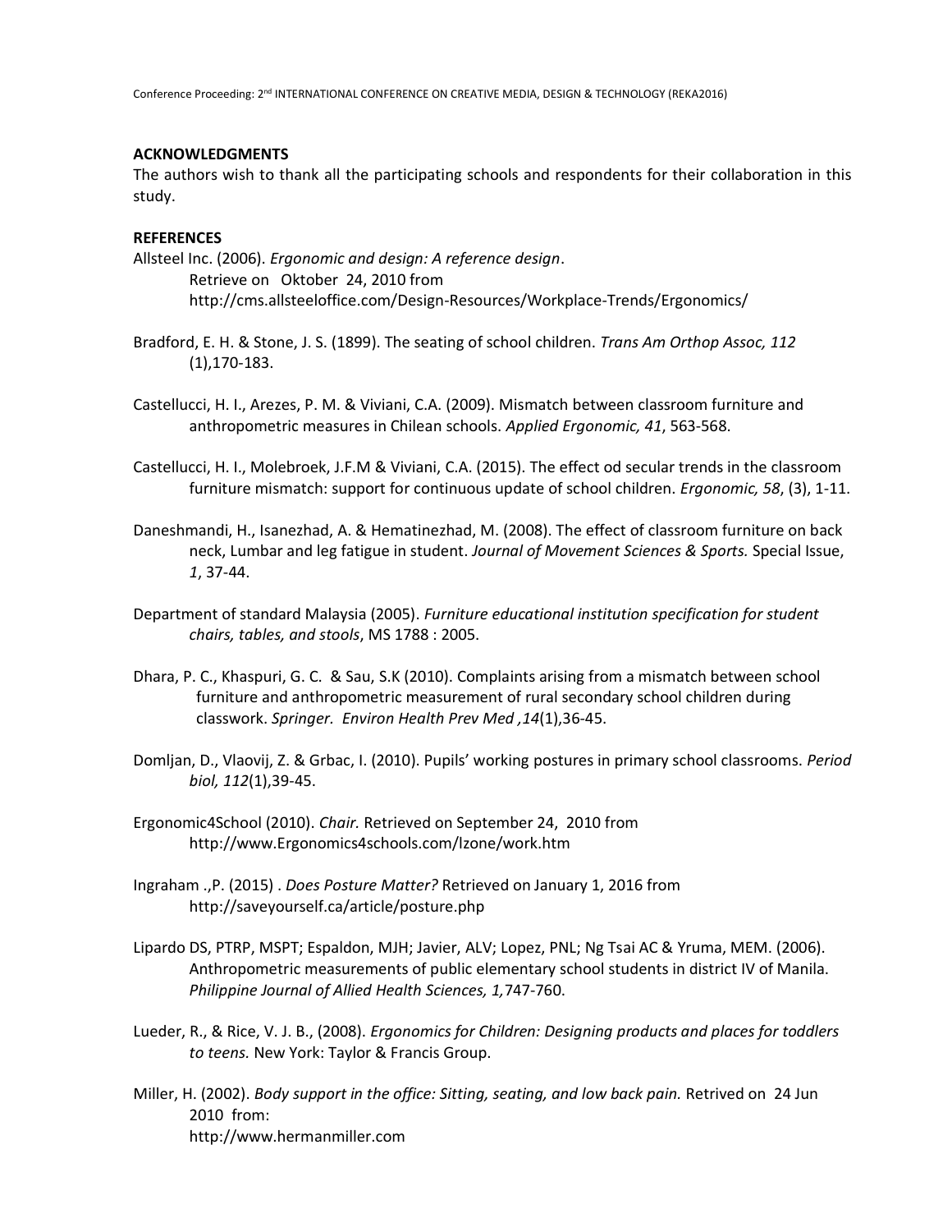**ACKNOWLEDGMENTS**

The authors wish to thank all the participating schools and respondents for their collaboration in this study.

**REFERENCES**

Allsteel Inc. (2006). *Ergonomic and design: A reference design*. Retrieve on Oktober 24, 2010 from http://cms.allsteeloffice.com/Design-Resources/Workplace-Trends/Ergonomics/

Bradford, E. H. & Stone, J. S. (1899). The seating of school children. *Trans Am Orthop Assoc, 112* (1),170-183.

Castellucci, H. I., Arezes, P. M. & Viviani, C.A. (2009). Mismatch between classroom furniture and anthropometric measures in Chilean schools. *Applied Ergonomic, 41*, 563-568.

Castellucci, H. I., Molebroek, J.F.M & Viviani, C.A. (2015). The effect od secular trends in the classroom furniture mismatch: support for continuous update of school children. *Ergonomic, 58*, (3), 1-11.

Daneshmandi, H., Isanezhad, A. & Hematinezhad, M. (2008). The effect of classroom furniture on back neck, Lumbar and leg fatigue in student. *Journal of Movement Sciences & Sports.* Special Issue, *1*, 37-44.

Department of standard Malaysia (2005). *Furniture educational institution specification for student chairs, tables, and stools*, MS 1788 : 2005.

Dhara, P. C., Khaspuri, G. C. & Sau, S.K (2010). Complaints arising from a mismatch between school furniture and anthropometric measurement of rural secondary school children during classwork. *Springer. Environ Health Prev Med ,14*(1),36-45.

Domljan, D., Vlaovij, Z. & Grbac, I. (2010). Pupils' working postures in primary school classrooms. *Period biol, 112*(1),39-45.

Ergonomic4School (2010). *Chair.* Retrieved on September 24, 2010 from http://www.Ergonomics4schools.com/lzone/work.htm

Ingraham .,P. (2015) . *Does Posture Matter?* Retrieved on January 1, 2016 from http://saveyourself.ca/article/posture.php

Lipardo DS, PTRP, MSPT; Espaldon, MJH; Javier, ALV; Lopez, PNL; Ng Tsai AC & Yruma, MEM. (2006). Anthropometric measurements of public elementary school students in district IV of Manila. *Philippine Journal of Allied Health Sciences, 1,*747-760.

Lueder, R., & Rice, V. J. B., (2008). *Ergonomics for Children: Designing products and places for toddlers to teens.* New York: Taylor & Francis Group.

Miller, H. (2002). *Body support in the office: Sitting, seating, and low back pain.* Retrived on 24 Jun 2010 from: http://www.hermanmiller.com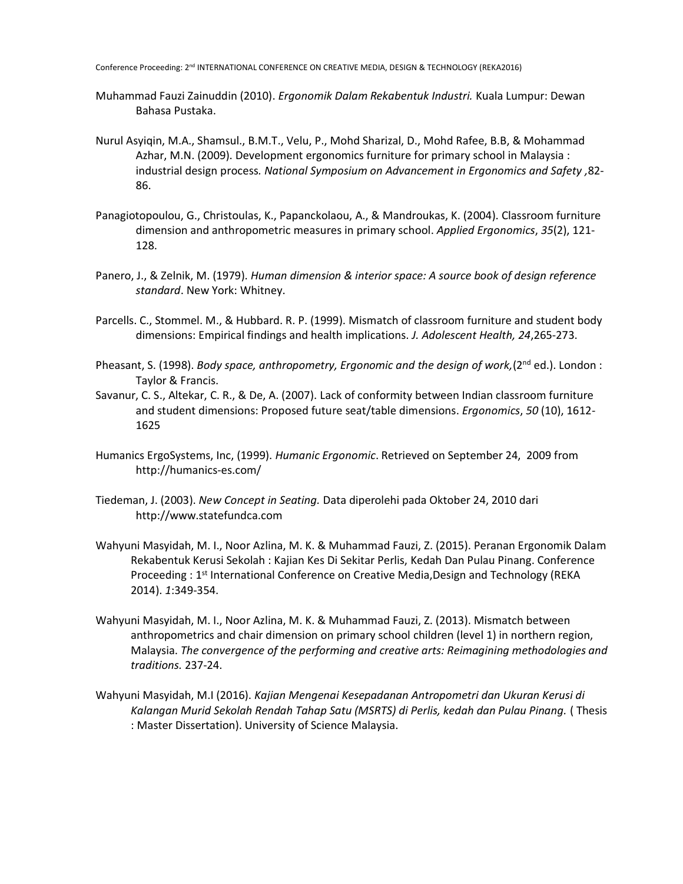Muhammad Fauzi Zainuddin (2010). *Ergonomik Dalam Rekabentuk Industri.* Kuala Lumpur: Dewan Bahasa Pustaka.

Nurul Asyiqin, M.A., Shamsul., B.M.T., Velu, P., Mohd Sharizal, D., Mohd Rafee, B.B, & Mohammad Azhar, M.N. (2009). Development ergonomics furniture for primary school in Malaysia : industrial design process. *National Symposium on Advancement in Ergonomics and Safety* ,82-86.

Panagiotopoulou, G., Christoulas, K., Papanckolaou, A., & Mandroukas, K. (2004). Classroom furniture dimension and anthropometric measures in primary school. *Applied Ergonomics*, *35*(2), 121-128.

Panero, J., & Zelnik, M. (1979). *Human dimension & interior space: A source book of design reference standard*. New York: Whitney.

Parcells. C., Stommel. M., & Hubbard. R. P. (1999). Mismatch of classroom furniture and student body dimensions: Empirical findings and health implications. *J. Adolescent Health, 24*,265-273.

Pheasant, S. (1998). *Body space, anthropometry, Ergonomic and the design of work,*(2nd ed.). London : Taylor & Francis.

Savanur, C. S., Altekar, C. R., & De, A. (2007). Lack of conformity between Indian classroom furniture and student dimensions: Proposed future seat/table dimensions. *Ergonomics*, *50* (10), 1612-1625

Humanics ErgoSystems, Inc, (1999). *Humanic Ergonomic*. Retrieved on September 24, 2009 from http://humanics-es.com/

Tiedeman, J. (2003). *New Concept in Seating.* Data diperolehi pada Oktober 24, 2010 dari http://www.statefundca.com

Wahyuni Masyidah, M. I., Noor Azlina, M. K. & Muhammad Fauzi, Z. (2015). Peranan Ergonomik Dalam Rekabentuk Kerusi Sekolah : Kajian Kes Di Sekitar Perlis, Kedah Dan Pulau Pinang. Conference Proceeding : 1st International Conference on Creative Media,Design and Technology (REKA 2014). *1*:349-354.

Wahyuni Masyidah, M. I., Noor Azlina, M. K. & Muhammad Fauzi, Z. (2013). Mismatch between anthropometrics and chair dimension on primary school children (level 1) in northern region, Malaysia. *The convergence of the performing and creative arts: Reimagining methodologies and traditions.* 237-24.

Wahyuni Masyidah, M.I (2016). *Kajian Mengenai Kesepadanan Antropometri dan Ukuran Kerusi di Kalangan Murid Sekolah Rendah Tahap Satu (MSRTS) di Perlis, kedah dan Pulau Pinang.* ( Thesis : Master Dissertation). University of Science Malaysia.